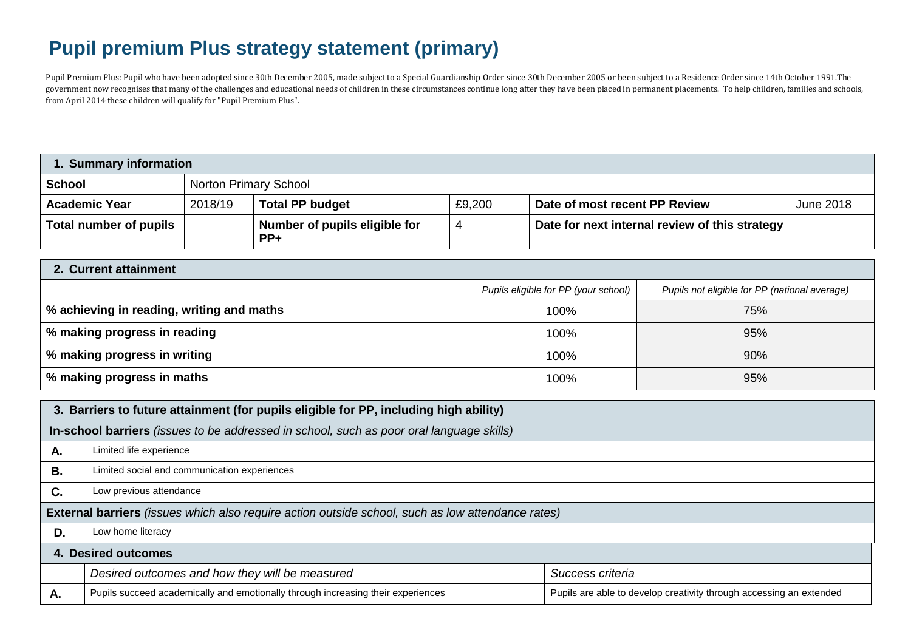# Pupil premium Plus strategy statement (primary)

Pupil Premium Plus: Pupil who have been adopted since 30th December 2005, made subject to a Special Guardianship Order since 30th December 2005 or been subject to a Residence Order since 14th October 1991.The government now recognises that many of the challenges and educational needs of children in these circumstances continue long after they have been placed in permanent placements. To help children, families and schools, from April 2014 these children will qualify for "Pupil Premium Plus".

| **1. Summary information** | | | | | |
|---|---|---|---|---|---|
| **School** | Norton Primary School | | | | |
| **Academic Year** | 2018/19 | **Total PP budget** | £9,200 | **Date of most recent PP Review** | June 2018 |
| **Total number of pupils** | | **Number of pupils eligible for PP+** | 4 | **Date for next internal review of this strategy** | |

| **2. Current attainment** | | |
|---|---|---|
| | *Pupils eligible for PP (your school)* | *Pupils not eligible for PP (national average)* |
| **% achieving in reading, writing and maths** | 100% | 75% |
| **% making progress in reading** | 100% | 95% |
| **% making progress in writing** | 100% | 90% |
| **% making progress in maths** | 100% | 95% |

| **3. Barriers to future attainment (for pupils eligible for PP, including high ability)** | |
|---|---|
| **In-school barriers** *(issues to be addressed in school, such as poor oral language skills)* | |
| **A.** | Limited life experience |
| **B.** | Limited social and communication experiences |
| **C.** | Low previous attendance |
| **External barriers** *(issues which also require action outside school, such as low attendance rates)* | |
| **D.** | Low home literacy |

| **4. Desired outcomes** | | |
|---|---|---|
| | *Desired outcomes and how they will be measured* | *Success criteria* |
| **A.** | Pupils succeed academically and emotionally through increasing their experiences | Pupils are able to develop creativity through accessing an extended |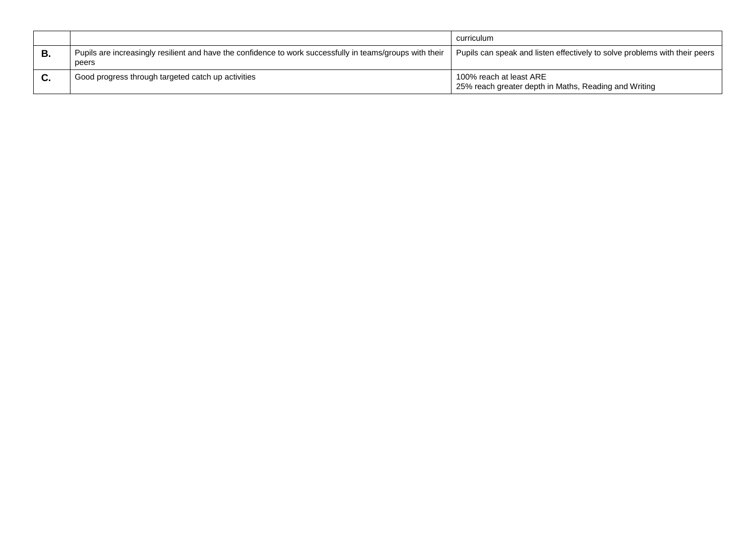| | | |
|---|---|---|
| | | curriculum |
| **B.** | Pupils are increasingly resilient and have the confidence to work successfully in teams/groups with their peers | Pupils can speak and listen effectively to solve problems with their peers |
| **C.** | Good progress through targeted catch up activities | 100% reach at least ARE<br>25% reach greater depth in Maths, Reading and Writing |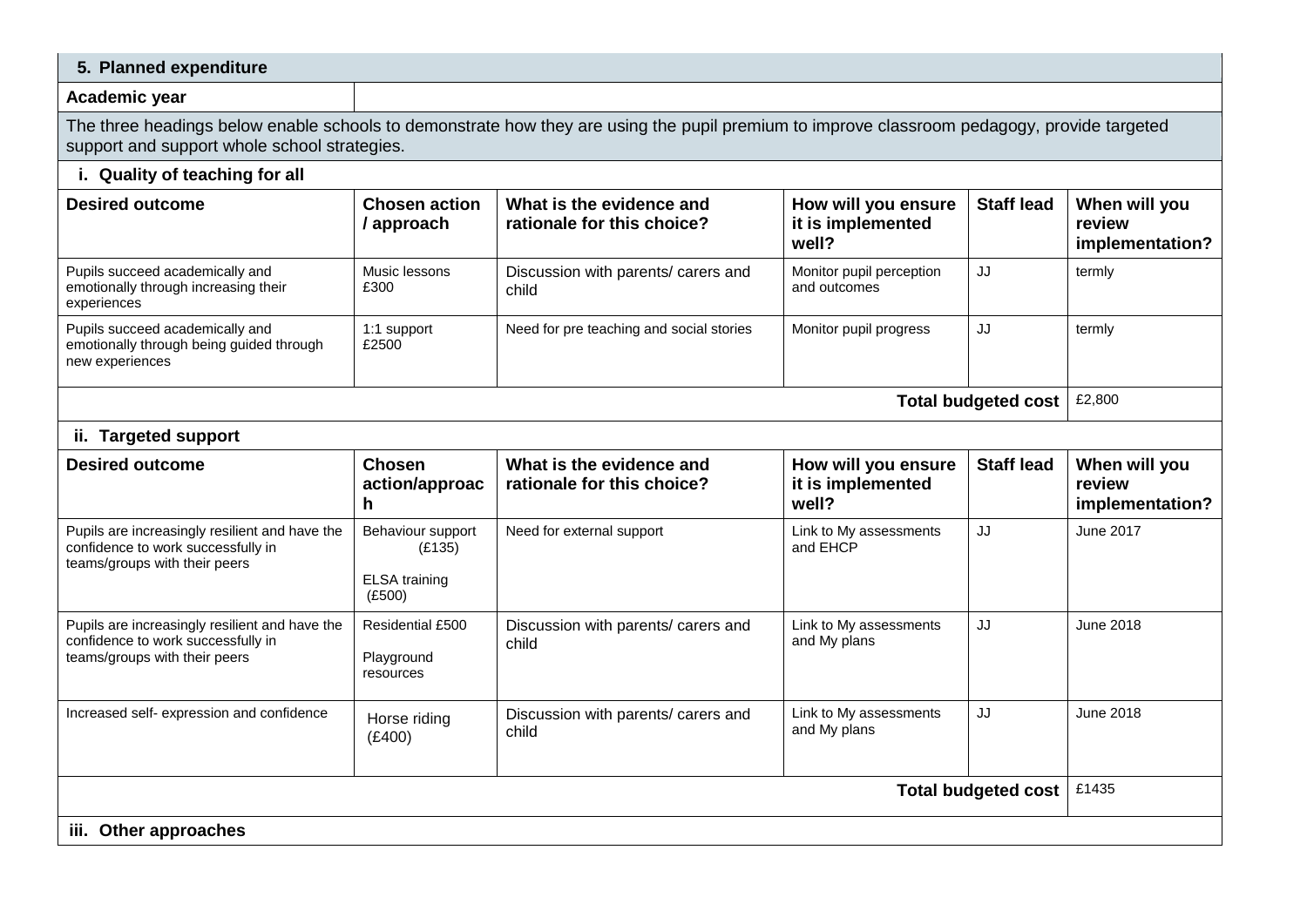## 5. Planned expenditure

| Academic year | |
|---|---|

The three headings below enable schools to demonstrate how they are using the pupil premium to improve classroom pedagogy, provide targeted support and support whole school strategies.

### i. Quality of teaching for all

| Desired outcome | Chosen action / approach | What is the evidence and rationale for this choice? | How will you ensure it is implemented well? | Staff lead | When will you review implementation? |
|---|---|---|---|---|---|
| Pupils succeed academically and emotionally through increasing their experiences | Music lessons £300 | Discussion with parents/ carers and child | Monitor pupil perception and outcomes | JJ | termly |
| Pupils succeed academically and emotionally through being guided through new experiences | 1:1 support £2500 | Need for pre teaching and social stories | Monitor pupil progress | JJ | termly |
| | | | | **Total budgeted cost** | £2,800 |

### ii. Targeted support

| Desired outcome | Chosen action/approach | What is the evidence and rationale for this choice? | How will you ensure it is implemented well? | Staff lead | When will you review implementation? |
|---|---|---|---|---|---|
| Pupils are increasingly resilient and have the confidence to work successfully in teams/groups with their peers | Behaviour support (£135)<br>ELSA training (£500) | Need for external support | Link to My assessments and EHCP | JJ | June 2017 |
| Pupils are increasingly resilient and have the confidence to work successfully in teams/groups with their peers | Residential £500<br>Playground resources | Discussion with parents/ carers and child | Link to My assessments and My plans | JJ | June 2018 |
| Increased self- expression and confidence | Horse riding (£400) | Discussion with parents/ carers and child | Link to My assessments and My plans | JJ | June 2018 |
| | | | | **Total budgeted cost** | £1435 |

### iii. Other approaches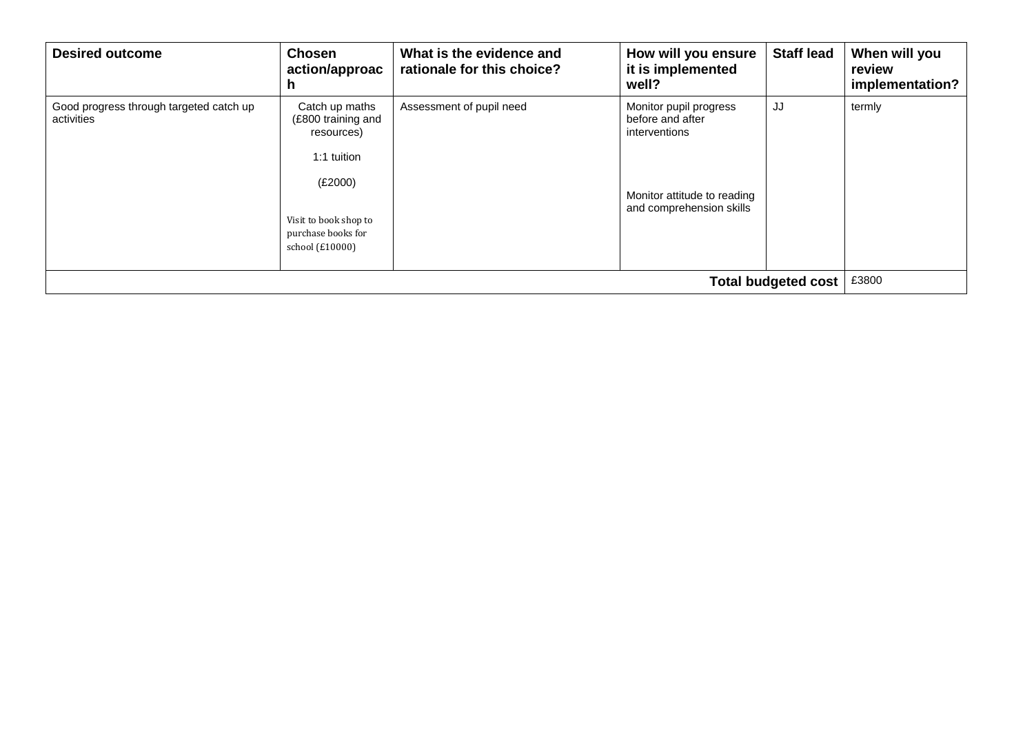| Desired outcome | Chosen action/approach | What is the evidence and rationale for this choice? | How will you ensure it is implemented well? | Staff lead | When will you review implementation? |
|---|---|---|---|---|---|
| Good progress through targeted catch up activities | Catch up maths (£800 training and resources)<br><br>1:1 tuition<br><br>(£2000)<br><br>Visit to book shop to purchase books for school (£10000) | Assessment of pupil need | Monitor pupil progress before and after interventions<br><br>Monitor attitude to reading and comprehension skills | JJ | termly |
| | | | | **Total budgeted cost** | £3800 |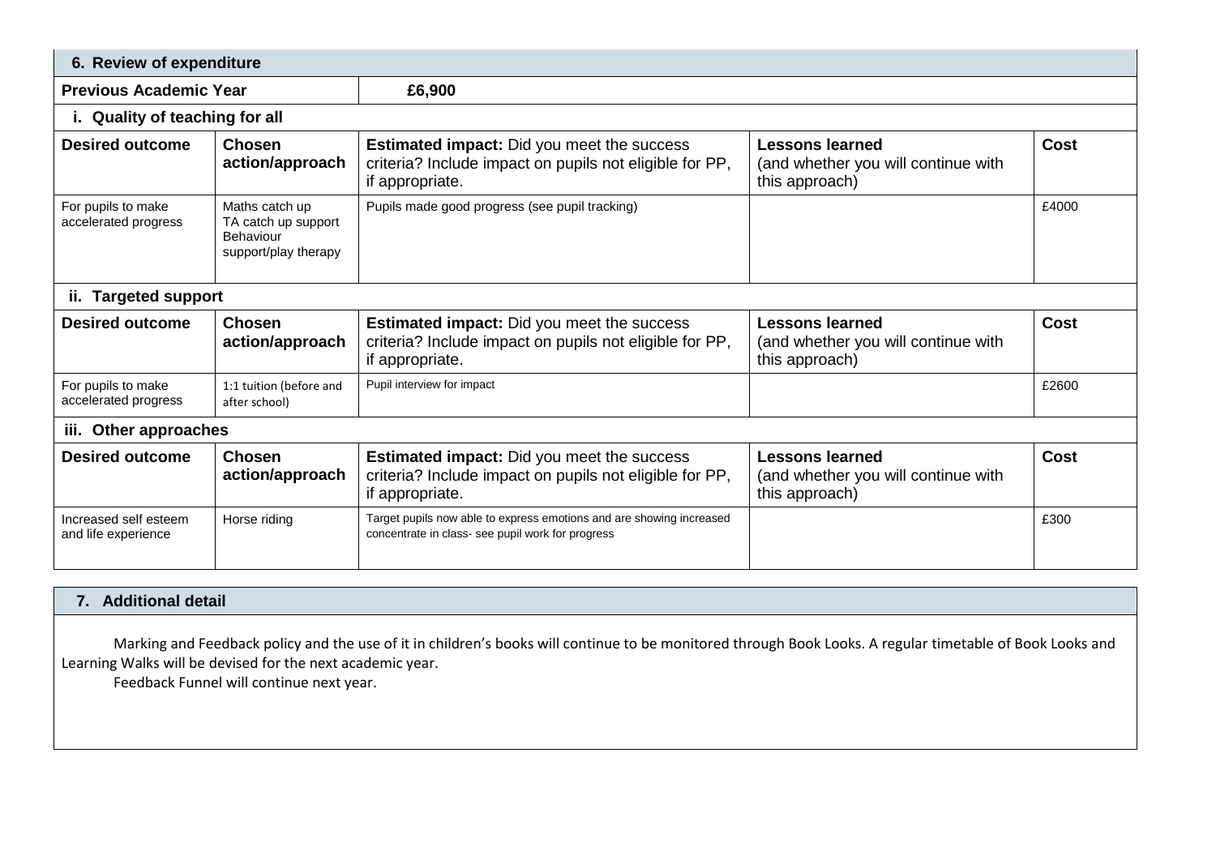## 6. Review of expenditure

| Previous Academic Year | £6,900 | | | |
|---|---|---|---|---|
| **i. Quality of teaching for all** | | | | |
| **Desired outcome** | **Chosen action/approach** | **Estimated impact:** Did you meet the success criteria? Include impact on pupils not eligible for PP, if appropriate. | **Lessons learned** (and whether you will continue with this approach) | **Cost** |
| For pupils to make accelerated progress | Maths catch up<br>TA catch up support<br>Behaviour support/play therapy | Pupils made good progress (see pupil tracking) | | £4000 |
| **ii. Targeted support** | | | | |
| **Desired outcome** | **Chosen action/approach** | **Estimated impact:** Did you meet the success criteria? Include impact on pupils not eligible for PP, if appropriate. | **Lessons learned** (and whether you will continue with this approach) | **Cost** |
| For pupils to make accelerated progress | 1:1 tuition (before and after school) | Pupil interview for impact | | £2600 |
| **iii. Other approaches** | | | | |
| **Desired outcome** | **Chosen action/approach** | **Estimated impact:** Did you meet the success criteria? Include impact on pupils not eligible for PP, if appropriate. | **Lessons learned** (and whether you will continue with this approach) | **Cost** |
| Increased self esteem and life experience | Horse riding | Target pupils now able to express emotions and are showing increased concentrate in class- see pupil work for progress | | £300 |

## 7. Additional detail

Marking and Feedback policy and the use of it in children's books will continue to be monitored through Book Looks. A regular timetable of Book Looks and Learning Walks will be devised for the next academic year.

Feedback Funnel will continue next year.